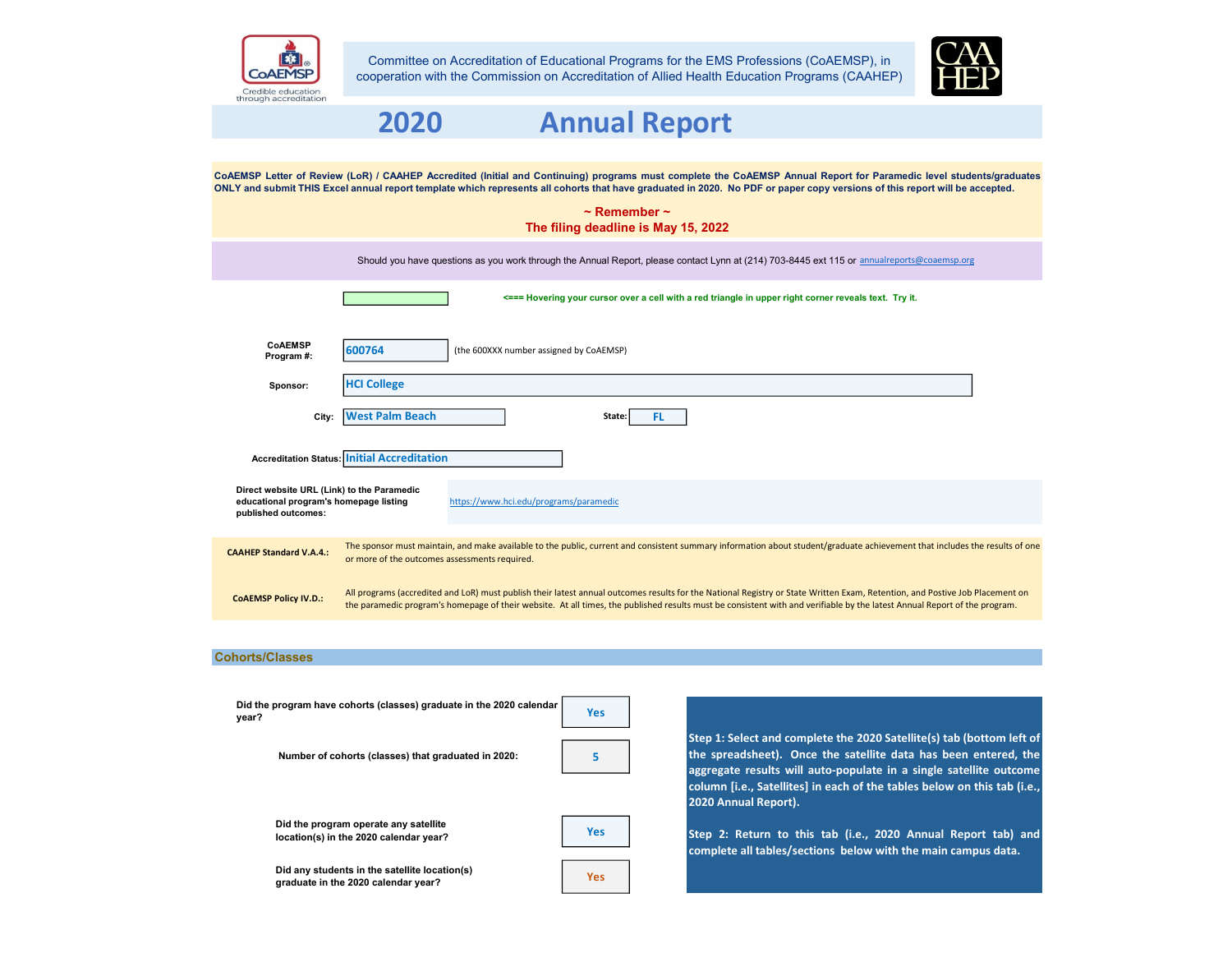Committee on Accreditation of Educational Programs for the EMS Professions (CoAEMSP), in cooperation with the Commission on Accreditation of Allied Health Education Programs (CAAHEP)

# 2020 Annual Report

**CoAEMSP Letter of Review (LoR) / CAAHEP Accredited (Initial and Continuing) programs must complete the CoAEMSP Annual Report for Paramedic level students/graduates ONLY and submit THIS Excel annual report template which represents all cohorts that have graduated in 2020. No PDF or paper copy versions of this report will be accepted.**

**~ Remember ~**
**The filing deadline is May 15, 2022**

Should you have questions as you work through the Annual Report, please contact Lynn at (214) 703-8445 ext 115 or annualreports@coaemsp.org

**<=== Hovering your cursor over a cell with a red triangle in upper right corner reveals text. Try it.**

**CoAEMSP Program #:** 600764 (the 600XXX number assigned by CoAEMSP)

**Sponsor:** HCI College

**City:** West Palm Beach **State:** FL

**Accreditation Status:** Initial Accreditation

**Direct website URL (Link) to the Paramedic educational program's homepage listing published outcomes:** https://www.hci.edu/programs/paramedic

**CAAHEP Standard V.A.4.:** The sponsor must maintain, and make available to the public, current and consistent summary information about student/graduate achievement that includes the results of one or more of the outcomes assessments required.

**CoAEMSP Policy IV.D.:** All programs (accredited and LoR) must publish their latest annual outcomes results for the National Registry or State Written Exam, Retention, and Postive Job Placement on the paramedic program's homepage of their website. At all times, the published results must be consistent with and verifiable by the latest Annual Report of the program.

## Cohorts/Classes

**Did the program have cohorts (classes) graduate in the 2020 calendar year?** Yes

**Number of cohorts (classes) that graduated in 2020:** 5

**Did the program operate any satellite location(s) in the 2020 calendar year?** Yes

**Did any students in the satellite location(s) graduate in the 2020 calendar year?** Yes

**Step 1: Select and complete the 2020 Satellite(s) tab (bottom left of the spreadsheet). Once the satellite data has been entered, the aggregate results will auto-populate in a single satellite outcome column [i.e., Satellites] in each of the tables below on this tab (i.e., 2020 Annual Report).**

**Step 2: Return to this tab (i.e., 2020 Annual Report tab) and complete all tables/sections below with the main campus data.**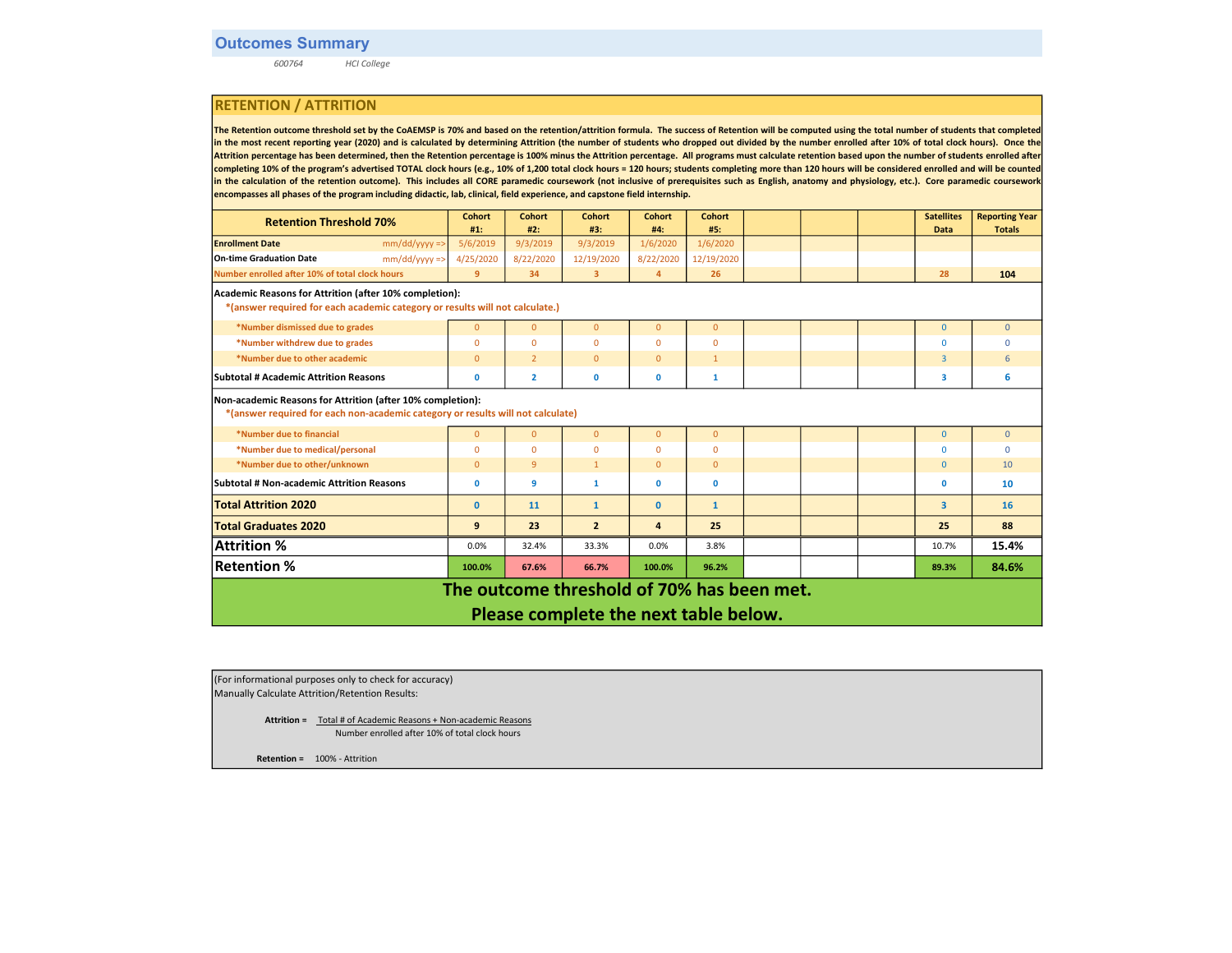# Outcomes Summary

*600764* *HCI College*

## RETENTION / ATTRITION

**The Retention outcome threshold set by the CoAEMSP is 70% and based on the retention/attrition formula. The success of Retention will be computed using the total number of students that completed in the most recent reporting year (2020) and is calculated by determining Attrition (the number of students who dropped out divided by the number enrolled after 10% of total clock hours). Once the Attrition percentage has been determined, then the Retention percentage is 100% minus the Attrition percentage. All programs must calculate retention based upon the number of students enrolled after completing 10% of the program's advertised TOTAL clock hours (e.g., 10% of 1,200 total clock hours = 120 hours; students completing more than 120 hours will be considered enrolled and will be counted in the calculation of the retention outcome). This includes all CORE paramedic coursework (not inclusive of prerequisites such as English, anatomy and physiology, etc.). Core paramedic coursework encompasses all phases of the program including didactic, lab, clinical, field experience, and capstone field internship.**

| Retention Threshold 70% | | Cohort #1: | Cohort #2: | Cohort #3: | Cohort #4: | Cohort #5: | | | | Satellites Data | Reporting Year Totals |
|---|---|---|---|---|---|---|---|---|---|---|---|
| **Enrollment Date** | mm/dd/yyyy => | 5/6/2019 | 9/3/2019 | 9/3/2019 | 1/6/2020 | 1/6/2020 | | | | | |
| **On-time Graduation Date** | mm/dd/yyyy => | 4/25/2020 | 8/22/2020 | 12/19/2020 | 8/22/2020 | 12/19/2020 | | | | | |
| **Number enrolled after 10% of total clock hours** | | 9 | 34 | 3 | 4 | 26 | | | | 28 | 104 |
| **Academic Reasons for Attrition (after 10% completion):** *(answer required for each academic category or results will not calculate.) | | | | | | | | | | | |
| *Number dismissed due to grades | | 0 | 0 | 0 | 0 | 0 | | | | 0 | 0 |
| *Number withdrew due to grades | | 0 | 0 | 0 | 0 | 0 | | | | 0 | 0 |
| *Number due to other academic | | 0 | 2 | 0 | 0 | 1 | | | | 3 | 6 |
| **Subtotal # Academic Attrition Reasons** | | 0 | 2 | 0 | 0 | 1 | | | | 3 | 6 |
| **Non-academic Reasons for Attrition (after 10% completion):** *(answer required for each non-academic category or results will not calculate) | | | | | | | | | | | |
| *Number due to financial | | 0 | 0 | 0 | 0 | 0 | | | | 0 | 0 |
| *Number due to medical/personal | | 0 | 0 | 0 | 0 | 0 | | | | 0 | 0 |
| *Number due to other/unknown | | 0 | 9 | 1 | 0 | 0 | | | | 0 | 10 |
| **Subtotal # Non-academic Attrition Reasons** | | 0 | 9 | 1 | 0 | 0 | | | | 0 | 10 |
| **Total Attrition 2020** | | 0 | 11 | 1 | 0 | 1 | | | | 3 | 16 |
| **Total Graduates 2020** | | 9 | 23 | 2 | 4 | 25 | | | | 25 | 88 |
| **Attrition %** | | 0.0% | 32.4% | 33.3% | 0.0% | 3.8% | | | | 10.7% | 15.4% |
| **Retention %** | | 100.0% | 67.6% | 66.7% | 100.0% | 96.2% | | | | 89.3% | 84.6% |

**The outcome threshold of 70% has been met.**
**Please complete the next table below.**

(For informational purposes only to check for accuracy)
Manually Calculate Attrition/Retention Results:

**Attrition =** Total # of Academic Reasons + Non-academic Reasons / Number enrolled after 10% of total clock hours

**Retention =** 100% - Attrition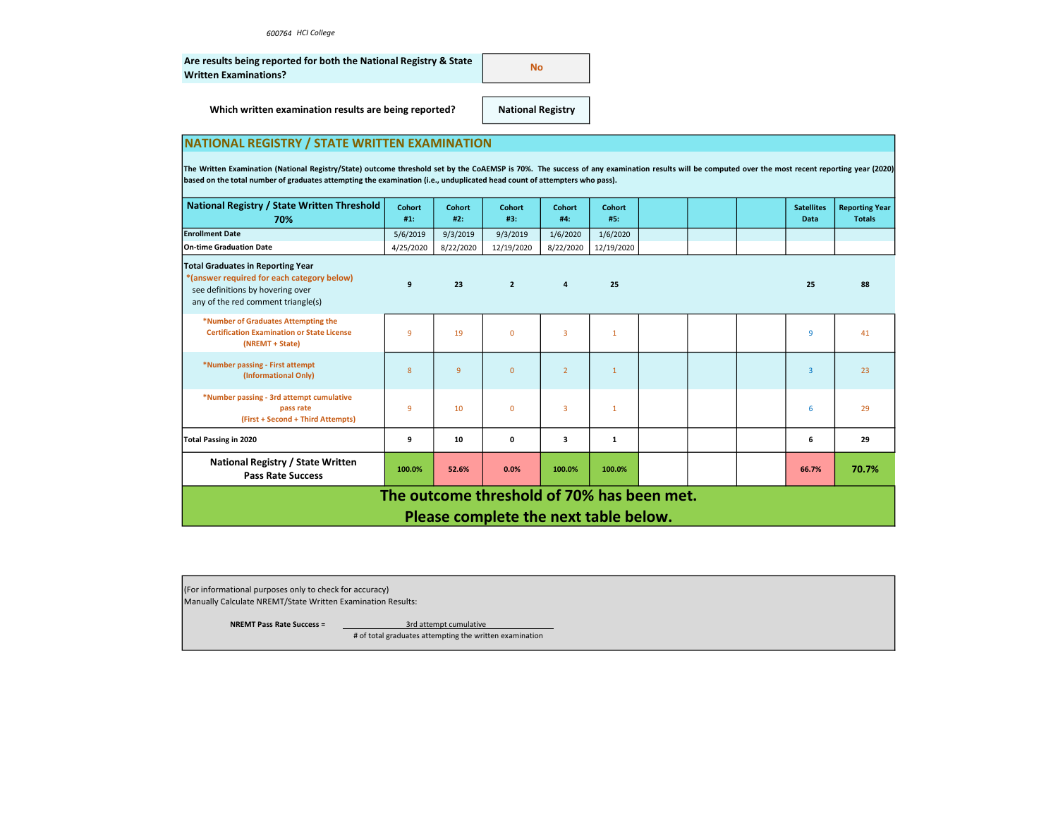*600764 HCI College*

**Are results being reported for both the National Registry & State Written Examinations?** No

**Which written examination results are being reported?** National Registry

## NATIONAL REGISTRY / STATE WRITTEN EXAMINATION

**The Written Examination (National Registry/State) outcome threshold set by the CoAEMSP is 70%. The success of any examination results will be computed over the most recent reporting year (2020) based on the total number of graduates attempting the examination (i.e., unduplicated head count of attempters who pass).**

| National Registry / State Written Threshold 70% | Cohort #1: | Cohort #2: | Cohort #3: | Cohort #4: | Cohort #5: | | | | Satellites Data | Reporting Year Totals |
|---|---|---|---|---|---|---|---|---|---|---|
| **Enrollment Date** | 5/6/2019 | 9/3/2019 | 9/3/2019 | 1/6/2020 | 1/6/2020 | | | | | |
| **On-time Graduation Date** | 4/25/2020 | 8/22/2020 | 12/19/2020 | 8/22/2020 | 12/19/2020 | | | | | |
| **Total Graduates in Reporting Year** *(answer required for each category below) see definitions by hovering over any of the red comment triangle(s) | 9 | 23 | 2 | 4 | 25 | | | | 25 | 88 |
| *Number of Graduates Attempting the Certification Examination or State License (NREMT + State) | 9 | 19 | 0 | 3 | 1 | | | | 9 | 41 |
| *Number passing - First attempt (Informational Only) | 8 | 9 | 0 | 2 | 1 | | | | 3 | 23 |
| *Number passing - 3rd attempt cumulative pass rate (First + Second + Third Attempts) | 9 | 10 | 0 | 3 | 1 | | | | 6 | 29 |
| **Total Passing in 2020** | 9 | 10 | 0 | 3 | 1 | | | | 6 | 29 |
| **National Registry / State Written Pass Rate Success** | 100.0% | 52.6% | 0.0% | 100.0% | 100.0% | | | | 66.7% | 70.7% |

**The outcome threshold of 70% has been met.**
**Please complete the next table below.**

(For informational purposes only to check for accuracy)
Manually Calculate NREMT/State Written Examination Results:

**NREMT Pass Rate Success =** 3rd attempt cumulative / # of total graduates attempting the written examination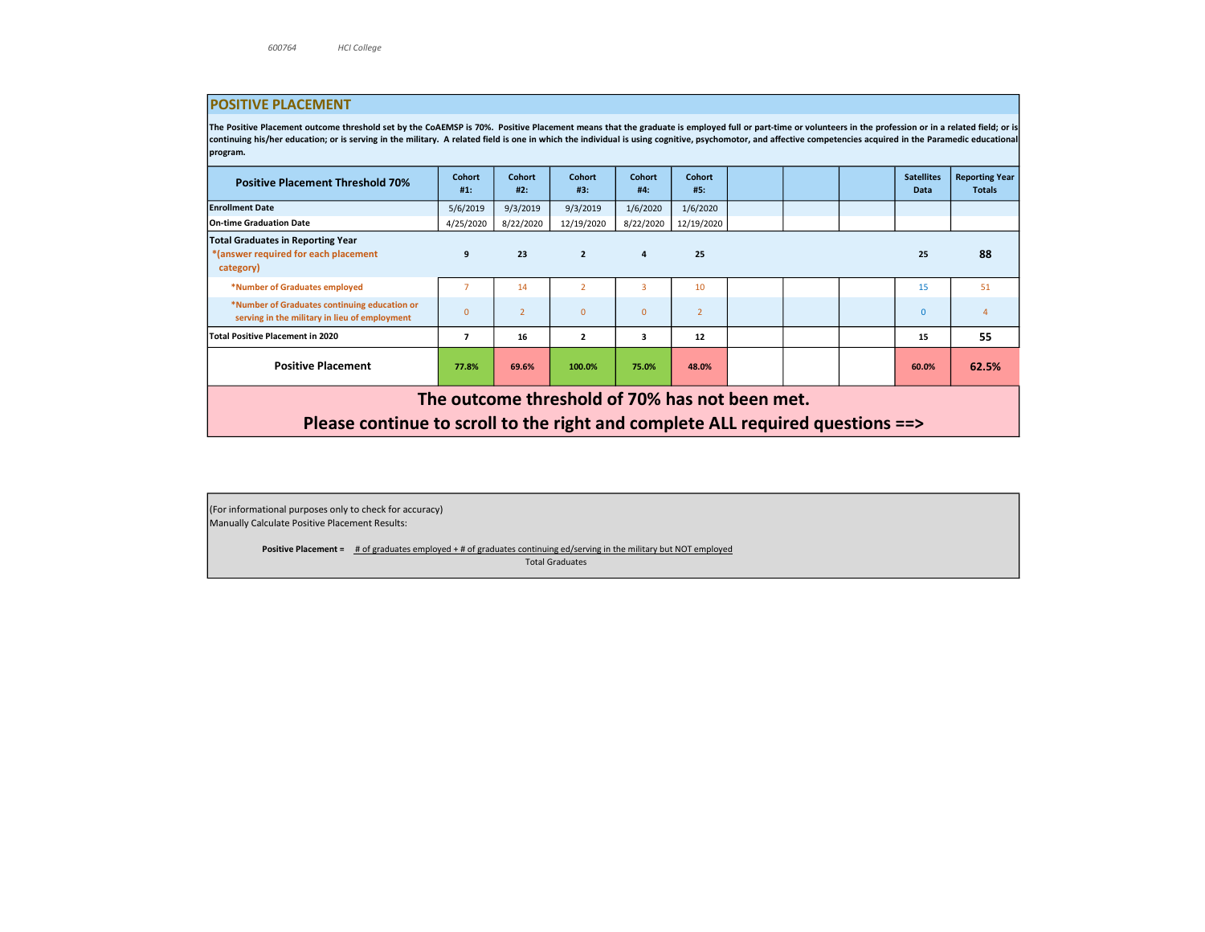600764 HCI College

## POSITIVE PLACEMENT

**The Positive Placement outcome threshold set by the CoAEMSP is 70%. Positive Placement means that the graduate is employed full or part-time or volunteers in the profession or in a related field; or is continuing his/her education; or is serving in the military. A related field is one in which the individual is using cognitive, psychomotor, and affective competencies acquired in the Paramedic educational program.**

| Positive Placement Threshold 70% | Cohort #1: | Cohort #2: | Cohort #3: | Cohort #4: | Cohort #5: | | | | Satellites Data | Reporting Year Totals |
|---|---|---|---|---|---|---|---|---|---|---|
| Enrollment Date | 5/6/2019 | 9/3/2019 | 9/3/2019 | 1/6/2020 | 1/6/2020 | | | | | |
| On-time Graduation Date | 4/25/2020 | 8/22/2020 | 12/19/2020 | 8/22/2020 | 12/19/2020 | | | | | |
| Total Graduates in Reporting Year *(answer required for each placement category) | 9 | 23 | 2 | 4 | 25 | | | | 25 | 88 |
| *Number of Graduates employed | 7 | 14 | 2 | 3 | 10 | | | | 15 | 51 |
| *Number of Graduates continuing education or serving in the military in lieu of employment | 0 | 2 | 0 | 0 | 2 | | | | 0 | 4 |
| Total Positive Placement in 2020 | 7 | 16 | 2 | 3 | 12 | | | | 15 | 55 |
| **Positive Placement** | 77.8% | 69.6% | 100.0% | 75.0% | 48.0% | | | | 60.0% | 62.5% |

**The outcome threshold of 70% has not been met.**
**Please continue to scroll to the right and complete ALL required questions ==>**

(For informational purposes only to check for accuracy)
Manually Calculate Positive Placement Results:

$$\textbf{Positive Placement} = \frac{\text{\# of graduates employed + \# of graduates continuing ed/serving in the military but NOT employed}}{\text{Total Graduates}}$$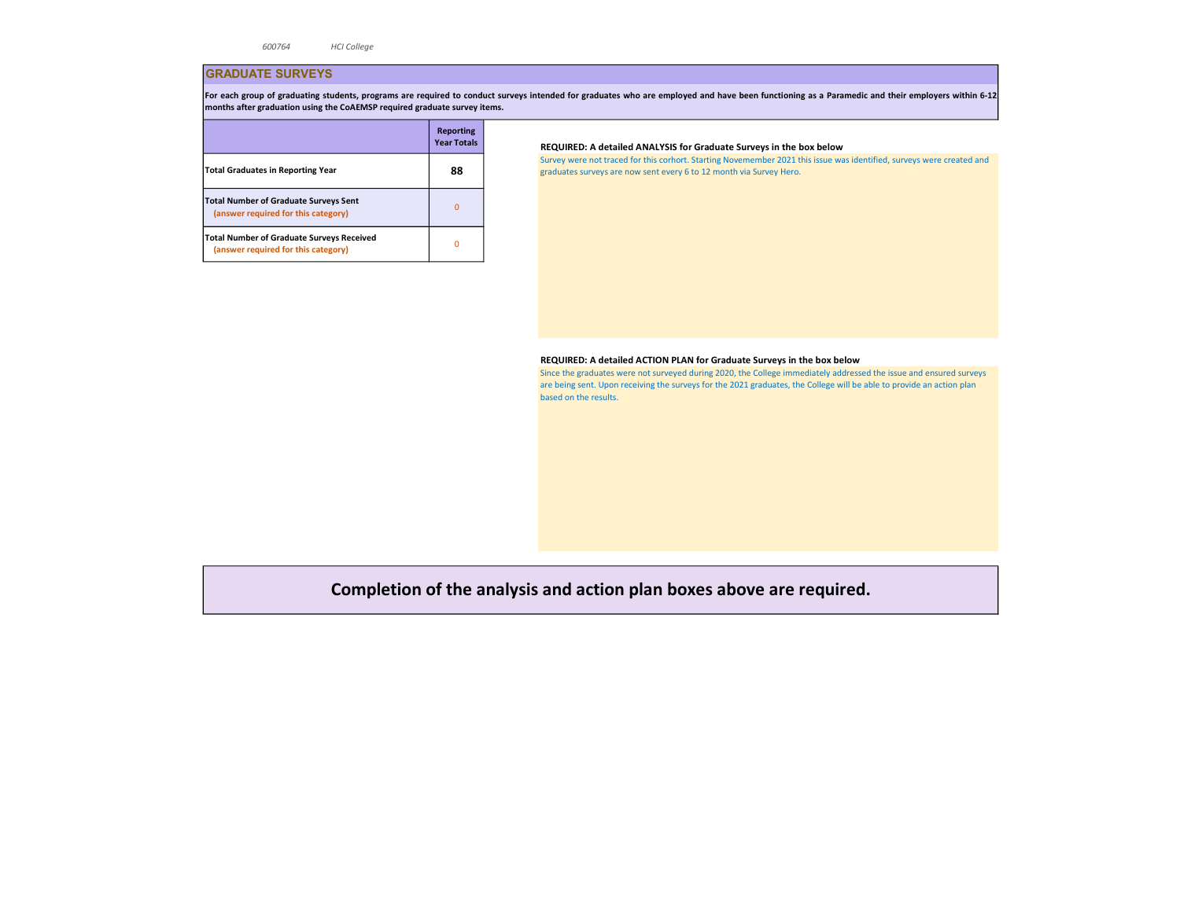600764 HCI College

## GRADUATE SURVEYS

**For each group of graduating students, programs are required to conduct surveys intended for graduates who are employed and have been functioning as a Paramedic and their employers within 6-12 months after graduation using the CoAEMSP required graduate survey items.**

| | Reporting Year Totals |
|---|---|
| **Total Graduates in Reporting Year** | **88** |
| **Total Number of Graduate Surveys Sent** (answer required for this category) | 0 |
| **Total Number of Graduate Surveys Received** (answer required for this category) | 0 |

**REQUIRED: A detailed ANALYSIS for Graduate Surveys in the box below**

Survey were not traced for this corhort. Starting Novemember 2021 this issue was identified, surveys were created and graduates surveys are now sent every 6 to 12 month via Survey Hero.

**REQUIRED: A detailed ACTION PLAN for Graduate Surveys in the box below**

Since the graduates were not surveyed during 2020, the College immediately addressed the issue and ensured surveys are being sent. Upon receiving the surveys for the 2021 graduates, the College will be able to provide an action plan based on the results.

**Completion of the analysis and action plan boxes above are required.**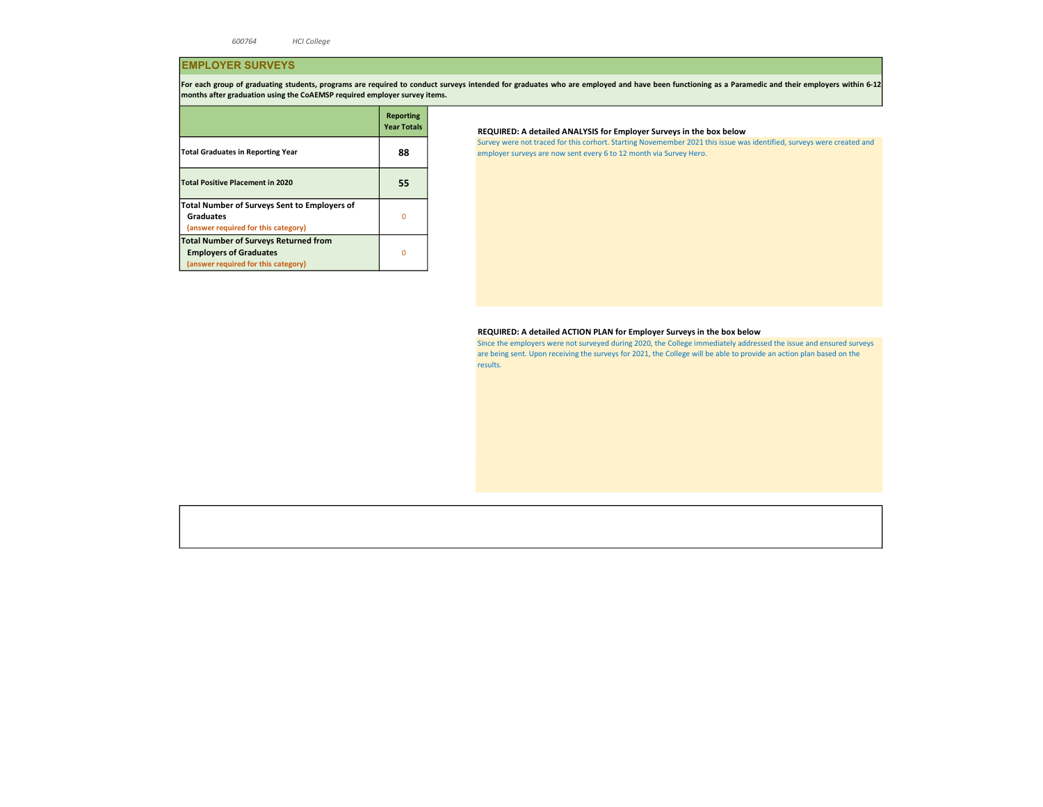600764 HCI College

## EMPLOYER SURVEYS

**For each group of graduating students, programs are required to conduct surveys intended for graduates who are employed and have been functioning as a Paramedic and their employers within 6-12 months after graduation using the CoAEMSP required employer survey items.**

| | Reporting Year Totals |
|---|---|
| **Total Graduates in Reporting Year** | **88** |
| **Total Positive Placement in 2020** | **55** |
| **Total Number of Surveys Sent to Employers of Graduates** (answer required for this category) | 0 |
| **Total Number of Surveys Returned from Employers of Graduates** (answer required for this category) | 0 |

**REQUIRED: A detailed ANALYSIS for Employer Surveys in the box below**

Survey were not traced for this corhort. Starting Novemember 2021 this issue was identified, surveys were created and employer surveys are now sent every 6 to 12 month via Survey Hero.

**REQUIRED: A detailed ACTION PLAN for Employer Surveys in the box below**

Since the employers were not surveyed during 2020, the College immediately addressed the issue and ensured surveys are being sent. Upon receiving the surveys for 2021, the College will be able to provide an action plan based on the results.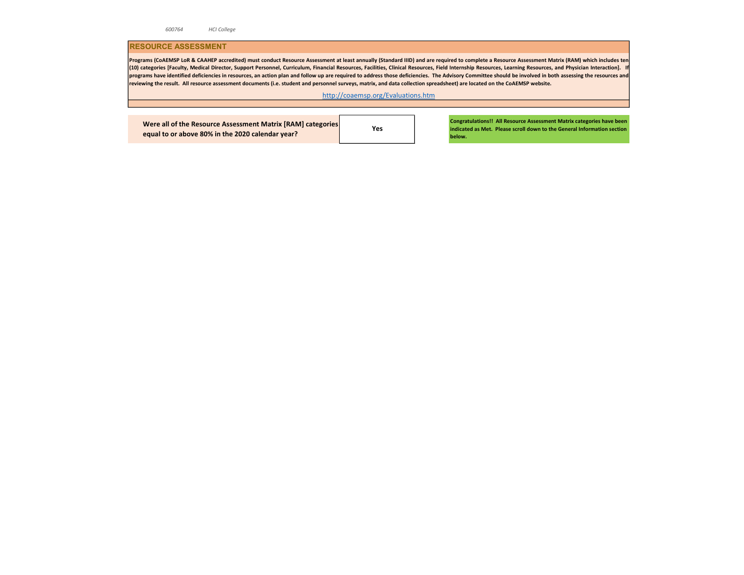*600764* *HCI College*

## RESOURCE ASSESSMENT

**Programs (CoAEMSP LoR & CAAHEP accredited) must conduct Resource Assessment at least annually (Standard IIID) and are required to complete a Resource Assessment Matrix (RAM) which includes ten (10) categories [Faculty, Medical Director, Support Personnel, Curriculum, Financial Resources, Facilities, Clinical Resources, Field Internship Resources, Learning Resources, and Physician Interaction]. If programs have identified deficiencies in resources, an action plan and follow up are required to address those deficiencies. The Advisory Committee should be involved in both assessing the resources and reviewing the result. All resource assessment documents (i.e. student and personnel surveys, matrix, and data collection spreadsheet) are located on the CoAEMSP website.**

http://coaemsp.org/Evaluations.htm

| Were all of the Resource Assessment Matrix [RAM] categories equal to or above 80% in the 2020 calendar year? | Yes |
|---|---|

**Congratulations!! All Resource Assessment Matrix categories have been indicated as Met. Please scroll down to the General Information section below.**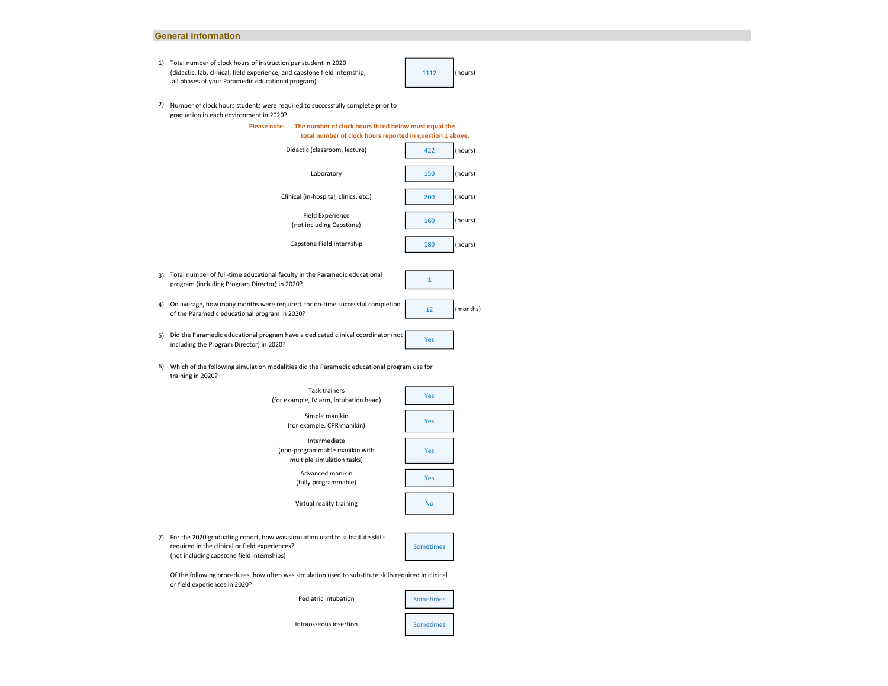## General Information

1) Total number of clock hours of instruction per student in 2020 (didactic, lab, clinical, field experience, and capstone field internship, all phases of your Paramedic educational program) — **1112** (hours)

2) Number of clock hours students were required to successfully complete prior to graduation in each environment in 2020?

**Please note: The number of clock hours listed below must equal the total number of clock hours reported in question 1 above.**

| Environment | Hours | |
|---|---|---|
| Didactic (classroom, lecture) | 422 | (hours) |
| Laboratory | 150 | (hours) |
| Clinical (in-hospital, clinics, etc.) | 200 | (hours) |
| Field Experience (not including Capstone) | 160 | (hours) |
| Capstone Field Internship | 180 | (hours) |

3) Total number of full-time educational faculty in the Paramedic educational program (including Program Director) in 2020? — **1**

4) On average, how many months were required for on-time successful completion of the Paramedic educational program in 2020? — **12** (months)

5) Did the Paramedic educational program have a dedicated clinical coordinator (not including the Program Director) in 2020? — **Yes**

6) Which of the following simulation modalities did the Paramedic educational program use for training in 2020?

| Modality | Response |
|---|---|
| Task trainers (for example, IV arm, intubation head) | Yes |
| Simple manikin (for example, CPR manikin) | Yes |
| Intermediate (non-programmable manikin with multiple simulation tasks) | Yes |
| Advanced manikin (fully programmable) | Yes |
| Virtual reality training | No |

7) For the 2020 graduating cohort, how was simulation used to substitute skills required in the clinical or field experiences? (not including capstone field internships) — **Sometimes**

Of the following procedures, how often was simulation used to substitute skills required in clinical or field experiences in 2020?

| Procedure | Response |
|---|---|
| Pediatric intubation | Sometimes |
| Intraosseous insertion | Sometimes |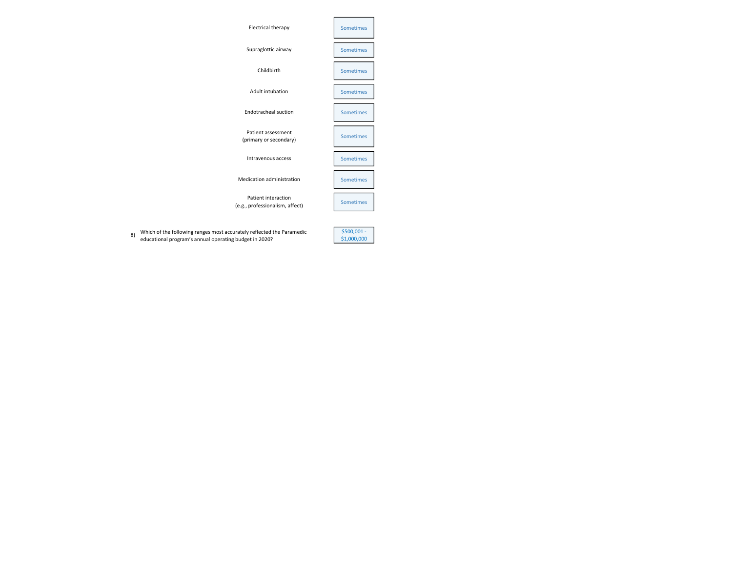| Skill | Response |
|---|---|
| Electrical therapy | Sometimes |
| Supraglottic airway | Sometimes |
| Childbirth | Sometimes |
| Adult intubation | Sometimes |
| Endotracheal suction | Sometimes |
| Patient assessment (primary or secondary) | Sometimes |
| Intravenous access | Sometimes |
| Medication administration | Sometimes |
| Patient interaction (e.g., professionalism, affect) | Sometimes |

8) Which of the following ranges most accurately reflected the Paramedic educational program's annual operating budget in 2020?

$500,001 - $1,000,000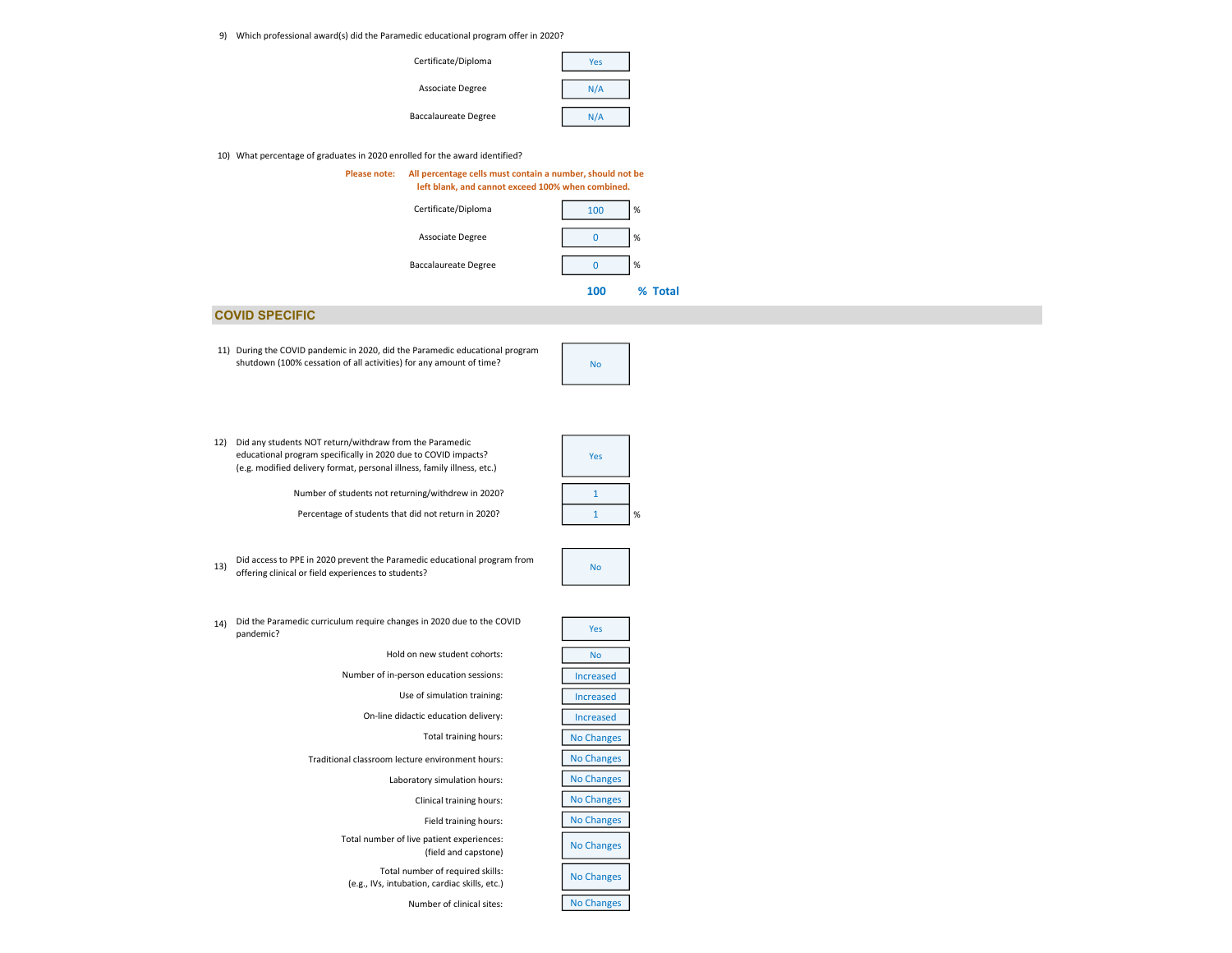9) Which professional award(s) did the Paramedic educational program offer in 2020?

| Award | Response |
|---|---|
| Certificate/Diploma | Yes |
| Associate Degree | N/A |
| Baccalaureate Degree | N/A |

10) What percentage of graduates in 2020 enrolled for the award identified?

**Please note: All percentage cells must contain a number, should not be left blank, and cannot exceed 100% when combined.**

| Award | Percentage |
|---|---|
| Certificate/Diploma | 100 % |
| Associate Degree | 0 % |
| Baccalaureate Degree | 0 % |
| | **100 % Total** |

## COVID SPECIFIC

11) During the COVID pandemic in 2020, did the Paramedic educational program shutdown (100% cessation of all activities) for any amount of time? **No**

12) Did any students NOT return/withdraw from the Paramedic educational program specifically in 2020 due to COVID impacts? (e.g. modified delivery format, personal illness, family illness, etc.) **Yes**

| Question | Response |
|---|---|
| Number of students not returning/withdrew in 2020? | 1 |
| Percentage of students that did not return in 2020? | 1 % |

13) Did access to PPE in 2020 prevent the Paramedic educational program from offering clinical or field experiences to students? **No**

14) Did the Paramedic curriculum require changes in 2020 due to the COVID pandemic? **Yes**

| Item | Response |
|---|---|
| Hold on new student cohorts: | No |
| Number of in-person education sessions: | Increased |
| Use of simulation training: | Increased |
| On-line didactic education delivery: | Increased |
| Total training hours: | No Changes |
| Traditional classroom lecture environment hours: | No Changes |
| Laboratory simulation hours: | No Changes |
| Clinical training hours: | No Changes |
| Field training hours: | No Changes |
| Total number of live patient experiences: (field and capstone) | No Changes |
| Total number of required skills: (e.g., IVs, intubation, cardiac skills, etc.) | No Changes |
| Number of clinical sites: | No Changes |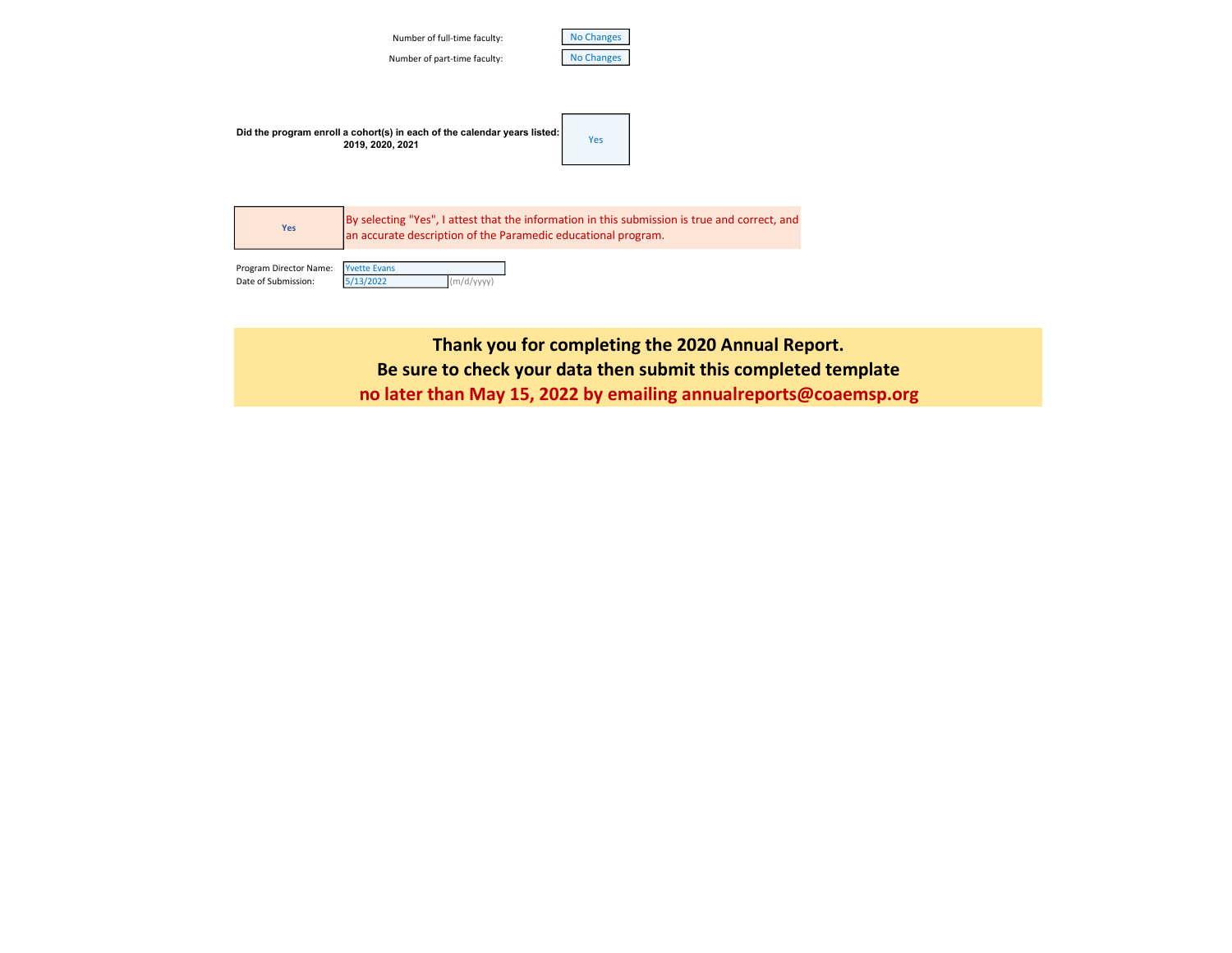Number of full-time faculty: No Changes

Number of part-time faculty: No Changes

**Did the program enroll a cohort(s) in each of the calendar years listed: 2019, 2020, 2021** Yes

Yes — By selecting "Yes", I attest that the information in this submission is true and correct, and an accurate description of the Paramedic educational program.

Program Director Name: Yvette Evans

Date of Submission: 5/13/2022 (m/d/yyyy)

**Thank you for completing the 2020 Annual Report.**

**Be sure to check your data then submit this completed template**

**no later than May 15, 2022 by emailing annualreports@coaemsp.org**